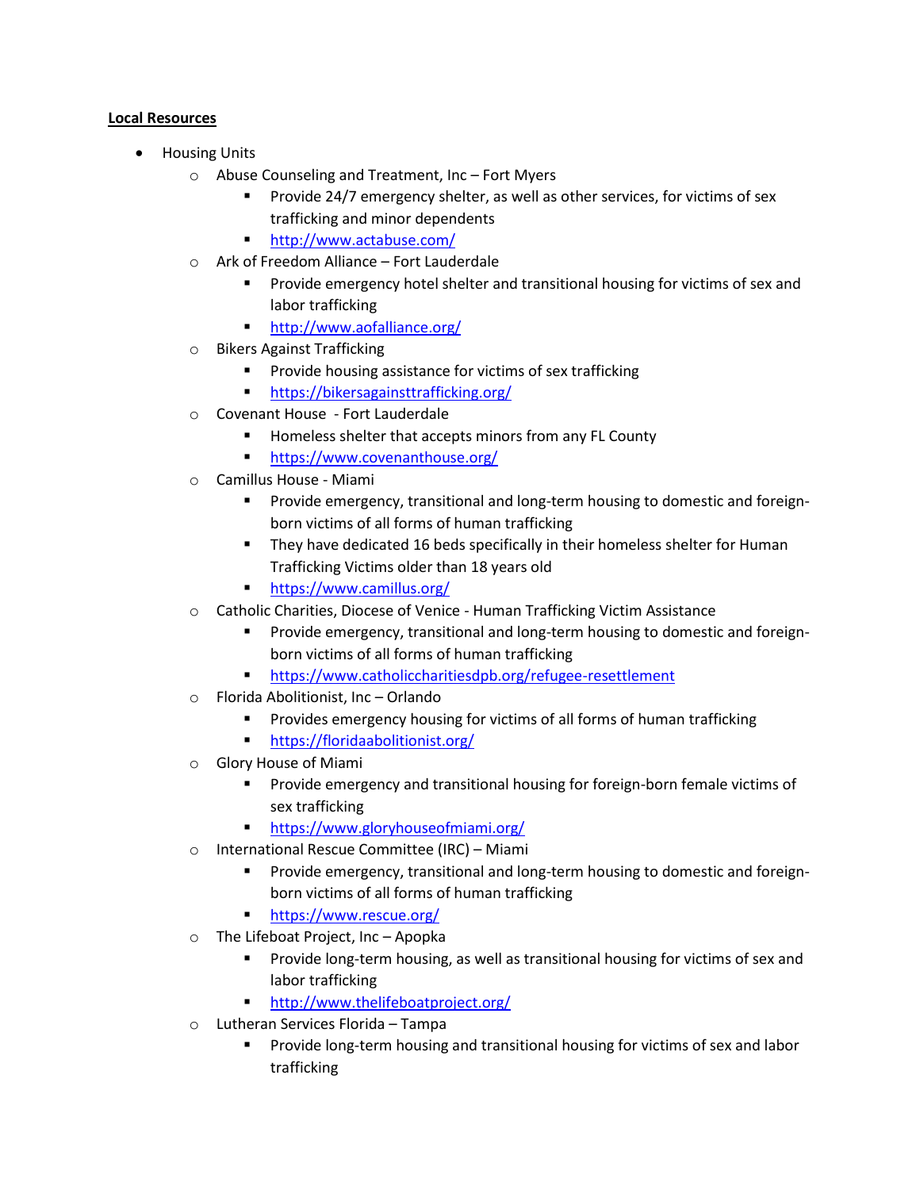**Local Resources**

- Housing Units
    - Abuse Counseling and Treatment, Inc – Fort Myers
        - Provide 24/7 emergency shelter, as well as other services, for victims of sex trafficking and minor dependents
        - http://www.actabuse.com/
    - Ark of Freedom Alliance – Fort Lauderdale
        - Provide emergency hotel shelter and transitional housing for victims of sex and labor trafficking
        - http://www.aofalliance.org/
    - Bikers Against Trafficking
        - Provide housing assistance for victims of sex trafficking
        - https://bikersagainsttrafficking.org/
    - Covenant House - Fort Lauderdale
        - Homeless shelter that accepts minors from any FL County
        - https://www.covenanthouse.org/
    - Camillus House - Miami
        - Provide emergency, transitional and long-term housing to domestic and foreign-born victims of all forms of human trafficking
        - They have dedicated 16 beds specifically in their homeless shelter for Human Trafficking Victims older than 18 years old
        - https://www.camillus.org/
    - Catholic Charities, Diocese of Venice - Human Trafficking Victim Assistance
        - Provide emergency, transitional and long-term housing to domestic and foreign-born victims of all forms of human trafficking
        - https://www.catholiccharitiesdpb.org/refugee-resettlement
    - Florida Abolitionist, Inc – Orlando
        - Provides emergency housing for victims of all forms of human trafficking
        - https://floridaabolitionist.org/
    - Glory House of Miami
        - Provide emergency and transitional housing for foreign-born female victims of sex trafficking
        - https://www.gloryhouseofmiami.org/
    - International Rescue Committee (IRC) – Miami
        - Provide emergency, transitional and long-term housing to domestic and foreign-born victims of all forms of human trafficking
        - https://www.rescue.org/
    - The Lifeboat Project, Inc – Apopka
        - Provide long-term housing, as well as transitional housing for victims of sex and labor trafficking
        - http://www.thelifeboatproject.org/
    - Lutheran Services Florida – Tampa
        - Provide long-term housing and transitional housing for victims of sex and labor trafficking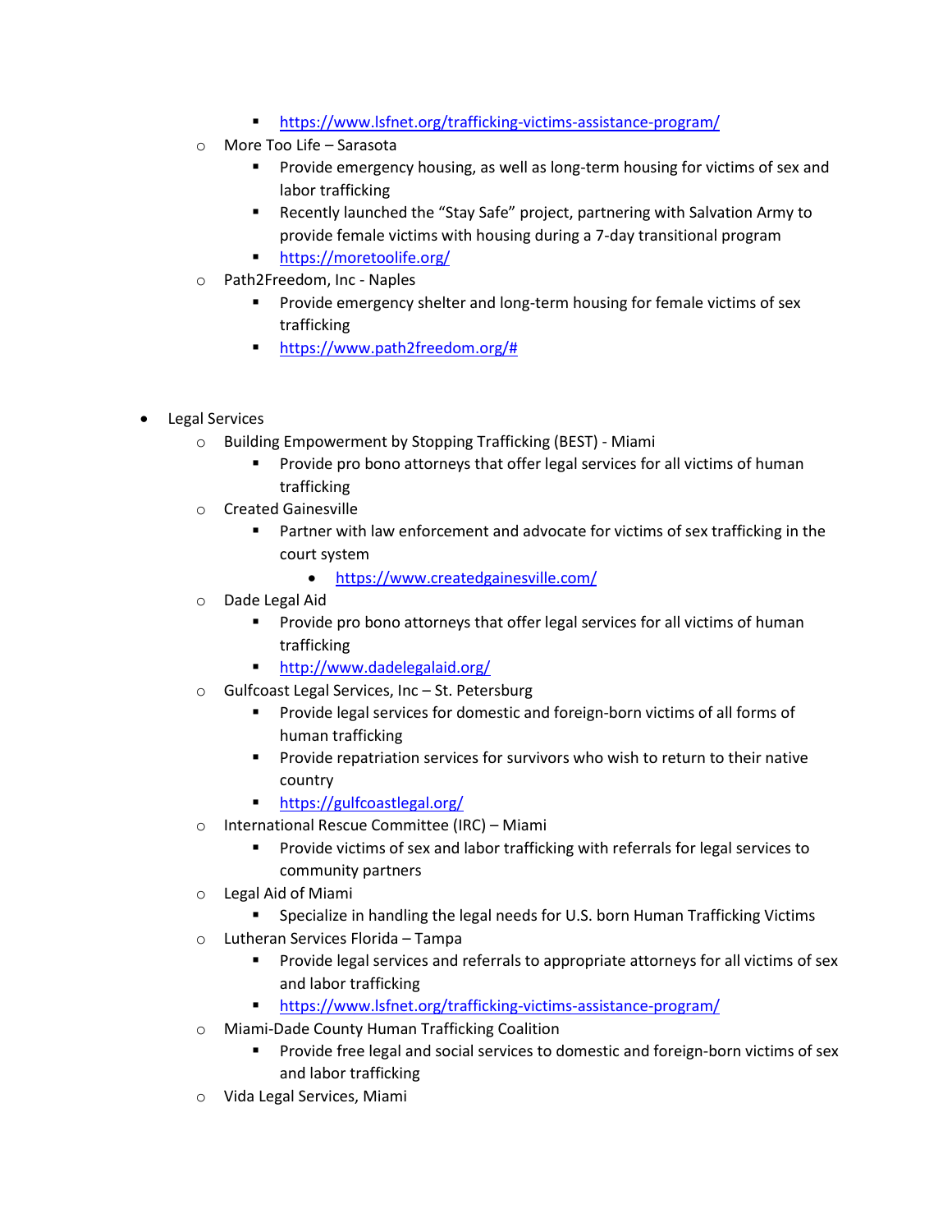- https://www.lsfnet.org/trafficking-victims-assistance-program/
    - More Too Life – Sarasota
        - Provide emergency housing, as well as long-term housing for victims of sex and labor trafficking
        - Recently launched the "Stay Safe" project, partnering with Salvation Army to provide female victims with housing during a 7-day transitional program
        - https://moretoolife.org/
    - Path2Freedom, Inc - Naples
        - Provide emergency shelter and long-term housing for female victims of sex trafficking
        - https://www.path2freedom.org/#

- Legal Services
    - Building Empowerment by Stopping Trafficking (BEST) - Miami
        - Provide pro bono attorneys that offer legal services for all victims of human trafficking
    - Created Gainesville
        - Partner with law enforcement and advocate for victims of sex trafficking in the court system
            - https://www.createdgainesville.com/
    - Dade Legal Aid
        - Provide pro bono attorneys that offer legal services for all victims of human trafficking
        - http://www.dadelegalaid.org/
    - Gulfcoast Legal Services, Inc – St. Petersburg
        - Provide legal services for domestic and foreign-born victims of all forms of human trafficking
        - Provide repatriation services for survivors who wish to return to their native country
        - https://gulfcoastlegal.org/
    - International Rescue Committee (IRC) – Miami
        - Provide victims of sex and labor trafficking with referrals for legal services to community partners
    - Legal Aid of Miami
        - Specialize in handling the legal needs for U.S. born Human Trafficking Victims
    - Lutheran Services Florida – Tampa
        - Provide legal services and referrals to appropriate attorneys for all victims of sex and labor trafficking
        - https://www.lsfnet.org/trafficking-victims-assistance-program/
    - Miami-Dade County Human Trafficking Coalition
        - Provide free legal and social services to domestic and foreign-born victims of sex and labor trafficking
    - Vida Legal Services, Miami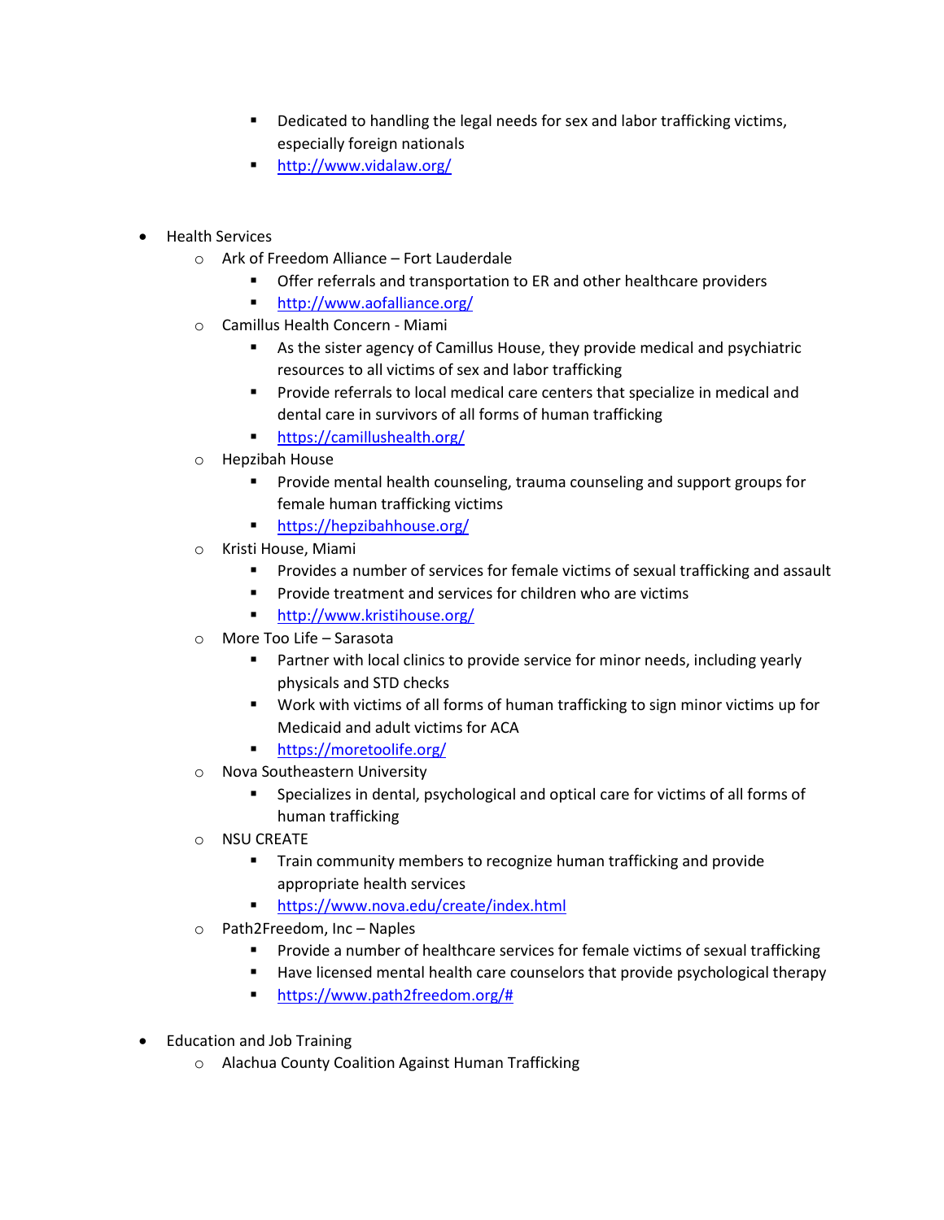- Dedicated to handling the legal needs for sex and labor trafficking victims, especially foreign nationals
    - http://www.vidalaw.org/

- Health Services
  - Ark of Freedom Alliance – Fort Lauderdale
    - Offer referrals and transportation to ER and other healthcare providers
    - http://www.aofalliance.org/
  - Camillus Health Concern - Miami
    - As the sister agency of Camillus House, they provide medical and psychiatric resources to all victims of sex and labor trafficking
    - Provide referrals to local medical care centers that specialize in medical and dental care in survivors of all forms of human trafficking
    - https://camillushealth.org/
  - Hepzibah House
    - Provide mental health counseling, trauma counseling and support groups for female human trafficking victims
    - https://hepzibahhouse.org/
  - Kristi House, Miami
    - Provides a number of services for female victims of sexual trafficking and assault
    - Provide treatment and services for children who are victims
    - http://www.kristihouse.org/
  - More Too Life – Sarasota
    - Partner with local clinics to provide service for minor needs, including yearly physicals and STD checks
    - Work with victims of all forms of human trafficking to sign minor victims up for Medicaid and adult victims for ACA
    - https://moretoolife.org/
  - Nova Southeastern University
    - Specializes in dental, psychological and optical care for victims of all forms of human trafficking
  - NSU CREATE
    - Train community members to recognize human trafficking and provide appropriate health services
    - https://www.nova.edu/create/index.html
  - Path2Freedom, Inc – Naples
    - Provide a number of healthcare services for female victims of sexual trafficking
    - Have licensed mental health care counselors that provide psychological therapy
    - https://www.path2freedom.org/#

- Education and Job Training
  - Alachua County Coalition Against Human Trafficking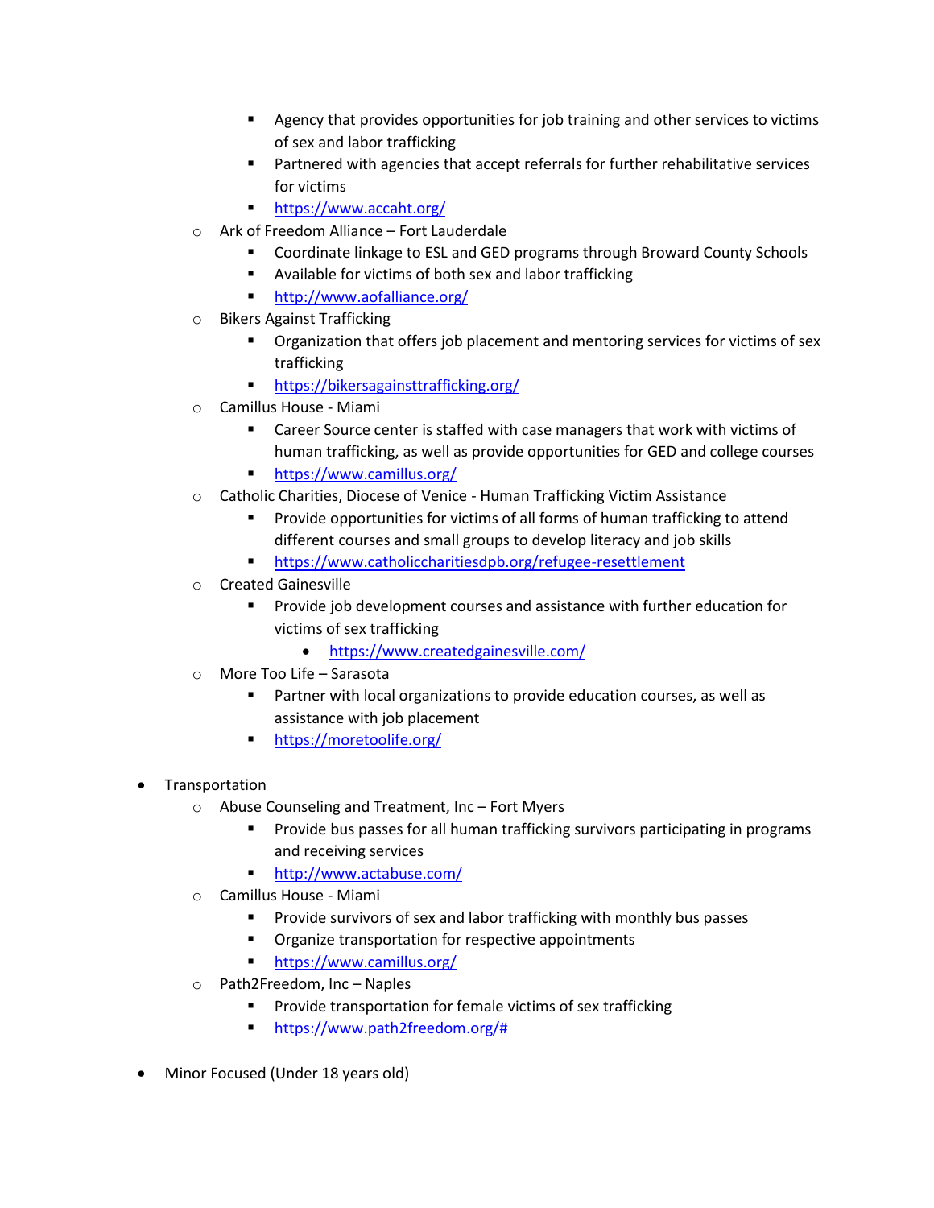- Agency that provides opportunities for job training and other services to victims of sex and labor trafficking
        - Partnered with agencies that accept referrals for further rehabilitative services for victims
        - https://www.accaht.org/
    - Ark of Freedom Alliance – Fort Lauderdale
        - Coordinate linkage to ESL and GED programs through Broward County Schools
        - Available for victims of both sex and labor trafficking
        - http://www.aofalliance.org/
    - Bikers Against Trafficking
        - Organization that offers job placement and mentoring services for victims of sex trafficking
        - https://bikersagainsttrafficking.org/
    - Camillus House - Miami
        - Career Source center is staffed with case managers that work with victims of human trafficking, as well as provide opportunities for GED and college courses
        - https://www.camillus.org/
    - Catholic Charities, Diocese of Venice - Human Trafficking Victim Assistance
        - Provide opportunities for victims of all forms of human trafficking to attend different courses and small groups to develop literacy and job skills
        - https://www.catholiccharitiesdpb.org/refugee-resettlement
    - Created Gainesville
        - Provide job development courses and assistance with further education for victims of sex trafficking
            - https://www.createdgainesville.com/
    - More Too Life – Sarasota
        - Partner with local organizations to provide education courses, as well as assistance with job placement
        - https://moretoolife.org/

- Transportation
    - Abuse Counseling and Treatment, Inc – Fort Myers
        - Provide bus passes for all human trafficking survivors participating in programs and receiving services
        - http://www.actabuse.com/
    - Camillus House - Miami
        - Provide survivors of sex and labor trafficking with monthly bus passes
        - Organize transportation for respective appointments
        - https://www.camillus.org/
    - Path2Freedom, Inc – Naples
        - Provide transportation for female victims of sex trafficking
        - https://www.path2freedom.org/#

- Minor Focused (Under 18 years old)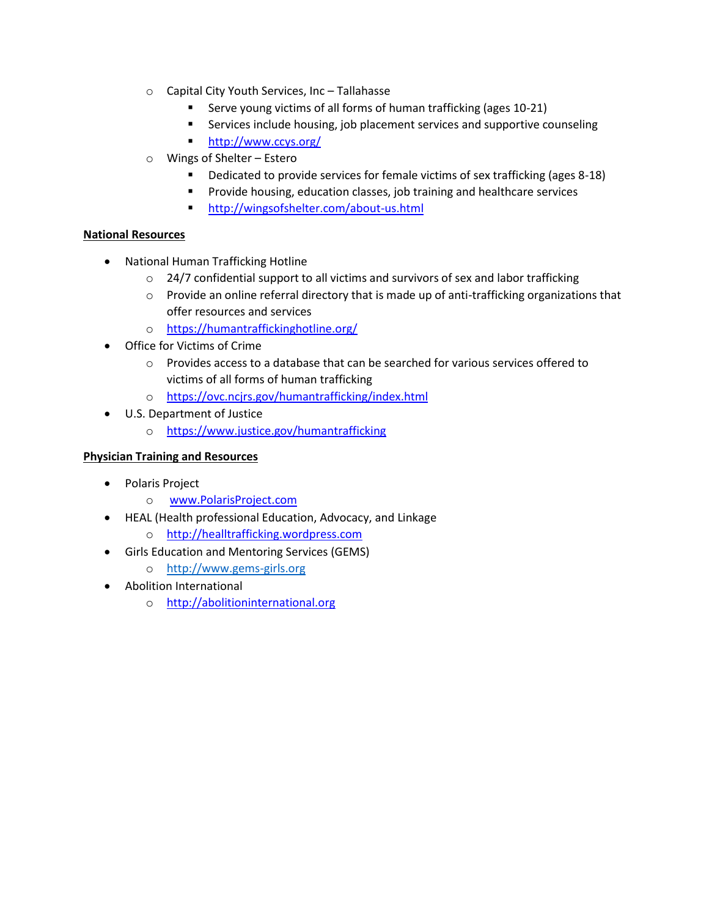- Capital City Youth Services, Inc – Tallahasse
    - Serve young victims of all forms of human trafficking (ages 10-21)
    - Services include housing, job placement services and supportive counseling
    - http://www.ccys.org/
- Wings of Shelter – Estero
    - Dedicated to provide services for female victims of sex trafficking (ages 8-18)
    - Provide housing, education classes, job training and healthcare services
    - http://wingsofshelter.com/about-us.html

**National Resources**

- National Human Trafficking Hotline
    - 24/7 confidential support to all victims and survivors of sex and labor trafficking
    - Provide an online referral directory that is made up of anti-trafficking organizations that offer resources and services
    - https://humantraffickinghotline.org/
- Office for Victims of Crime
    - Provides access to a database that can be searched for various services offered to victims of all forms of human trafficking
    - https://ovc.ncjrs.gov/humantrafficking/index.html
- U.S. Department of Justice
    - https://www.justice.gov/humantrafficking

**Physician Training and Resources**

- Polaris Project
    - www.PolarisProject.com
- HEAL (Health professional Education, Advocacy, and Linkage
    - http://healtrafficking.wordpress.com
- Girls Education and Mentoring Services (GEMS)
    - http://www.gems-girls.org
- Abolition International
    - http://abolitioninternational.org